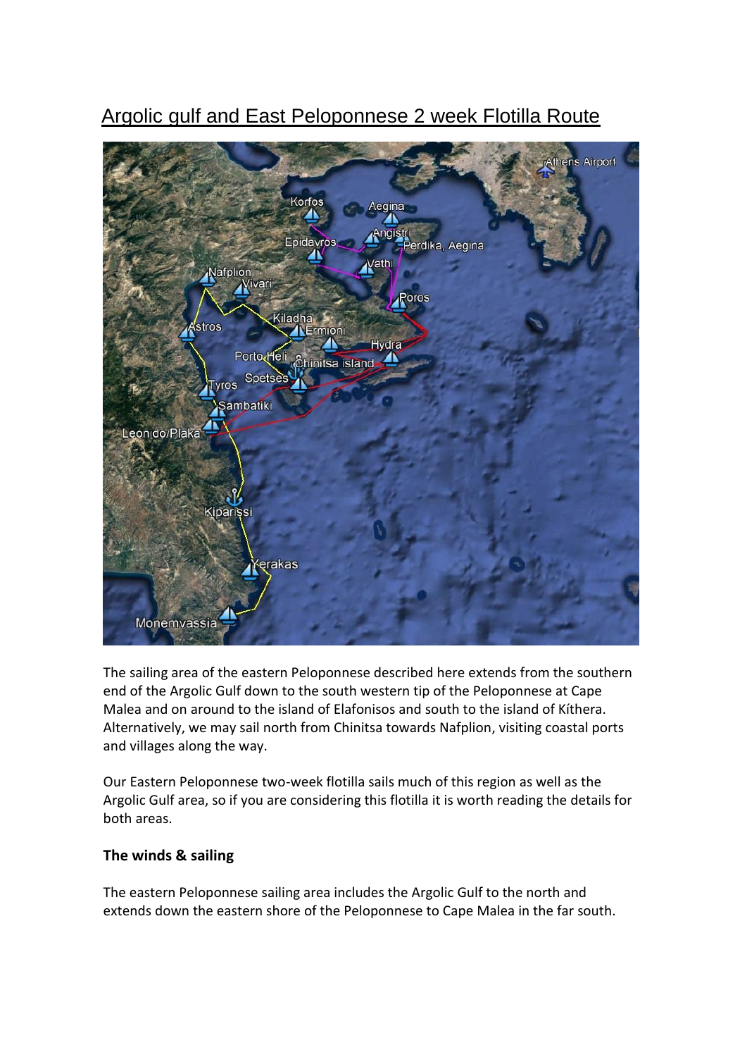# Argolic gulf and East Peloponnese 2 week Flotilla Route

The sailing area of the eastern Peloponnese described here extends from the southern end of the Argolic Gulf down to the south western tip of the Peloponnese at Cape Malea and on around to the island of Elafonisos and south to the island of Kíthera. Alternatively, we may sail north from Chinitsa towards Nafplion, visiting coastal ports and villages along the way.

Our Eastern Peloponnese two-week flotilla sails much of this region as well as the Argolic Gulf area, so if you are considering this flotilla it is worth reading the details for both areas.

### The winds & sailing

The eastern Peloponnese sailing area includes the Argolic Gulf to the north and extends down the eastern shore of the Peloponnese to Cape Malea in the far south.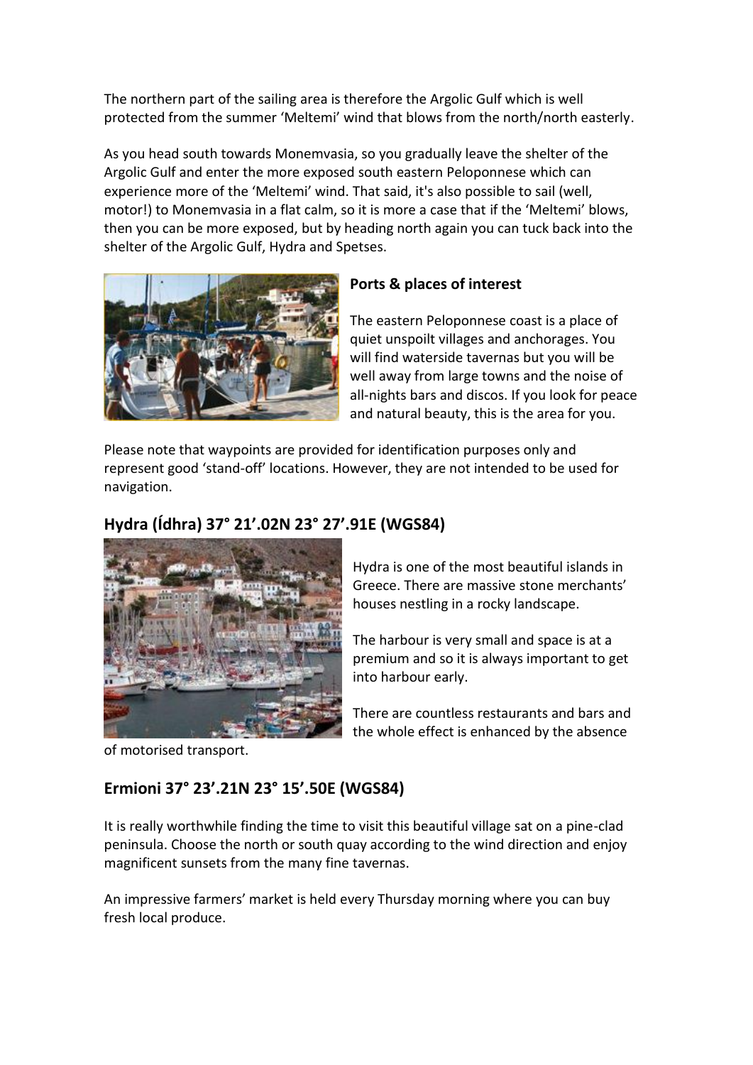The northern part of the sailing area is therefore the Argolic Gulf which is well protected from the summer 'Meltemi' wind that blows from the north/north easterly.

As you head south towards Monemvasia, so you gradually leave the shelter of the Argolic Gulf and enter the more exposed south eastern Peloponnese which can experience more of the 'Meltemi' wind. That said, it's also possible to sail (well, motor!) to Monemvasia in a flat calm, so it is more a case that if the 'Meltemi' blows, then you can be more exposed, but by heading north again you can tuck back into the shelter of the Argolic Gulf, Hydra and Spetses.

**Ports & places of interest**

The eastern Peloponnese coast is a place of quiet unspoilt villages and anchorages. You will find waterside tavernas but you will be well away from large towns and the noise of all-nights bars and discos. If you look for peace and natural beauty, this is the area for you.

Please note that waypoints are provided for identification purposes only and represent good 'stand-off' locations. However, they are not intended to be used for navigation.

## Hydra (Ídhra) 37° 21'.02N 23° 27'.91E (WGS84)

Hydra is one of the most beautiful islands in Greece. There are massive stone merchants' houses nestling in a rocky landscape.

The harbour is very small and space is at a premium and so it is always important to get into harbour early.

There are countless restaurants and bars and the whole effect is enhanced by the absence of motorised transport.

## Ermioni 37° 23'.21N 23° 15'.50E (WGS84)

It is really worthwhile finding the time to visit this beautiful village sat on a pine-clad peninsula. Choose the north or south quay according to the wind direction and enjoy magnificent sunsets from the many fine tavernas.

An impressive farmers' market is held every Thursday morning where you can buy fresh local produce.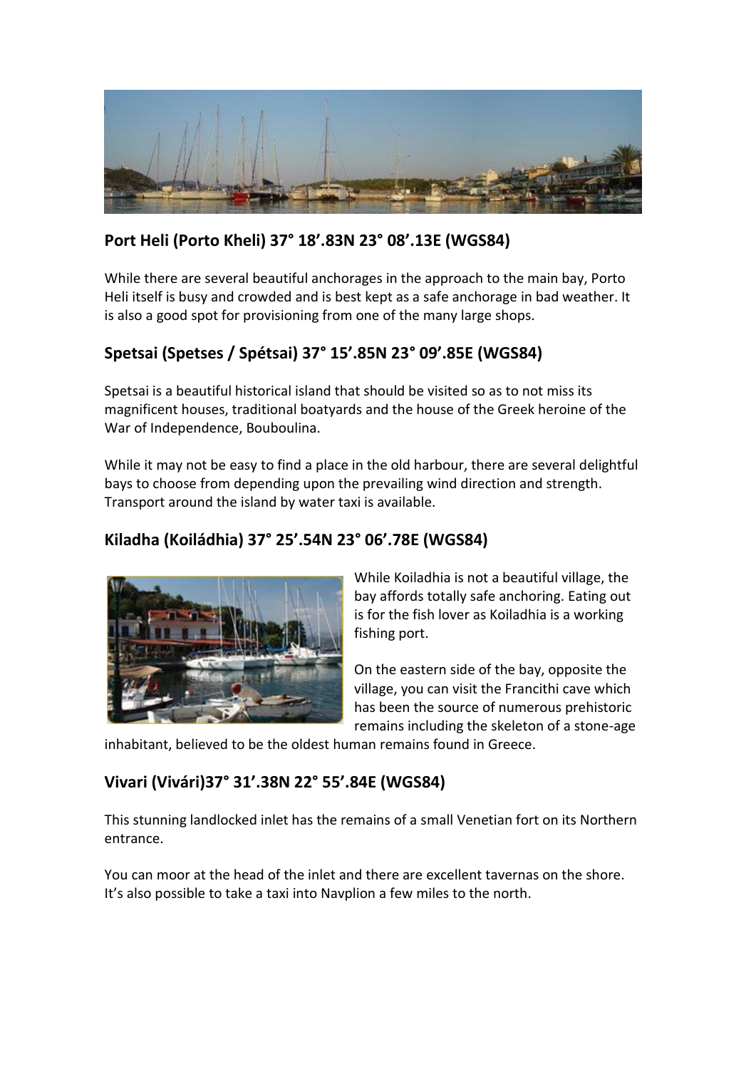## Port Heli (Porto Kheli) 37° 18’.83N 23° 08’.13E (WGS84)

While there are several beautiful anchorages in the approach to the main bay, Porto Heli itself is busy and crowded and is best kept as a safe anchorage in bad weather. It is also a good spot for provisioning from one of the many large shops.

## Spetsai (Spetses / Spétsai) 37° 15’.85N 23° 09’.85E (WGS84)

Spetsai is a beautiful historical island that should be visited so as to not miss its magnificent houses, traditional boatyards and the house of the Greek heroine of the War of Independence, Bouboulina.

While it may not be easy to find a place in the old harbour, there are several delightful bays to choose from depending upon the prevailing wind direction and strength. Transport around the island by water taxi is available.

## Kiladha (Koiládhia) 37° 25’.54N 23° 06’.78E (WGS84)

While Koiladhia is not a beautiful village, the bay affords totally safe anchoring. Eating out is for the fish lover as Koiladhia is a working fishing port.

On the eastern side of the bay, opposite the village, you can visit the Francithi cave which has been the source of numerous prehistoric remains including the skeleton of a stone-age inhabitant, believed to be the oldest human remains found in Greece.

## Vivari (Vivári)37° 31’.38N 22° 55’.84E (WGS84)

This stunning landlocked inlet has the remains of a small Venetian fort on its Northern entrance.

You can moor at the head of the inlet and there are excellent tavernas on the shore. It’s also possible to take a taxi into Navplion a few miles to the north.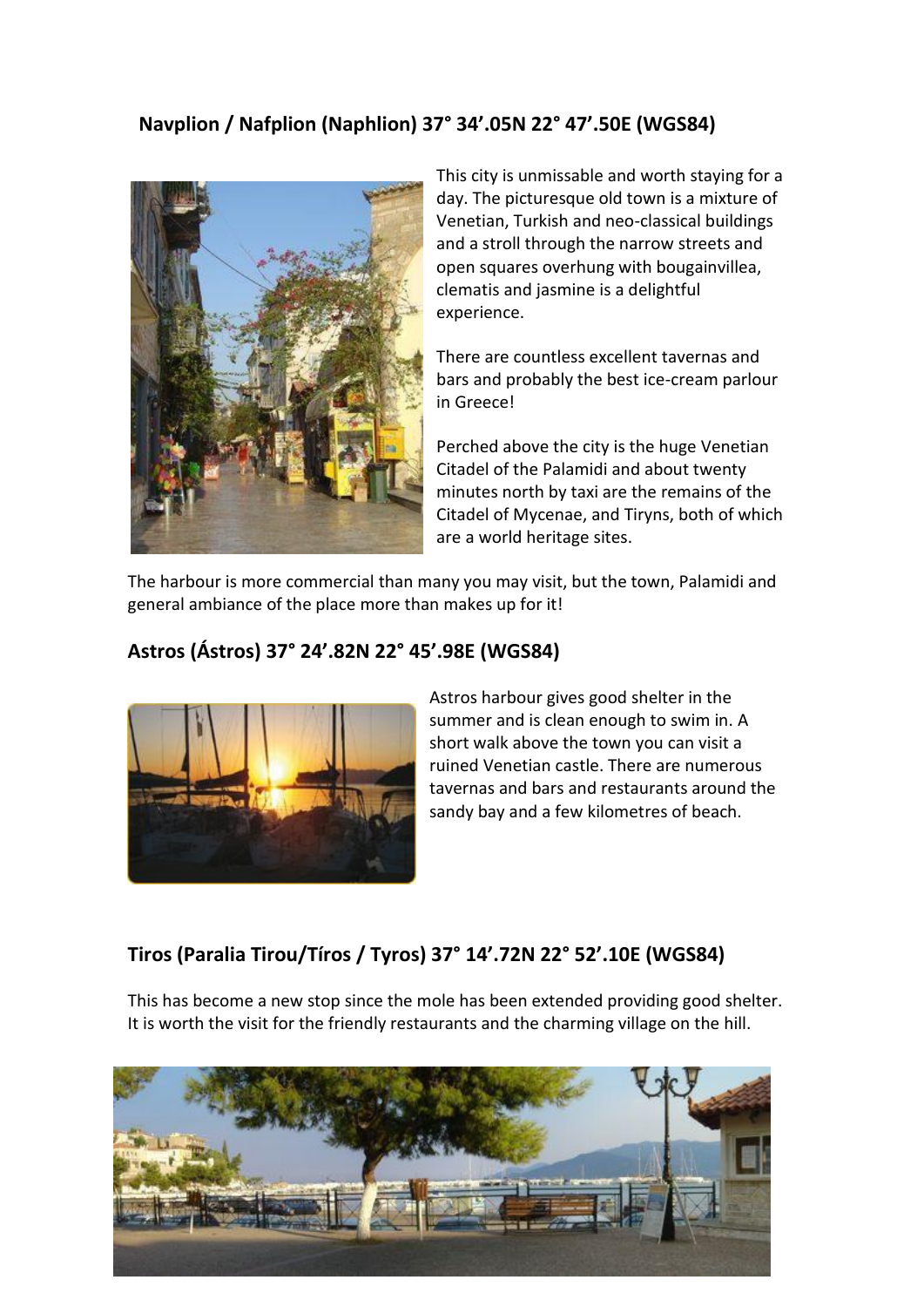## Navplion / Nafplion (Naphlion) 37° 34'.05N 22° 47'.50E (WGS84)

This city is unmissable and worth staying for a day. The picturesque old town is a mixture of Venetian, Turkish and neo-classical buildings and a stroll through the narrow streets and open squares overhung with bougainvillea, clematis and jasmine is a delightful experience.

There are countless excellent tavernas and bars and probably the best ice-cream parlour in Greece!

Perched above the city is the huge Venetian Citadel of the Palamidi and about twenty minutes north by taxi are the remains of the Citadel of Mycenae, and Tiryns, both of which are a world heritage sites.

The harbour is more commercial than many you may visit, but the town, Palamidi and general ambiance of the place more than makes up for it!

## Astros (Ástros) 37° 24'.82N 22° 45'.98E (WGS84)

Astros harbour gives good shelter in the summer and is clean enough to swim in. A short walk above the town you can visit a ruined Venetian castle. There are numerous tavernas and bars and restaurants around the sandy bay and a few kilometres of beach.

## Tiros (Paralia Tirou/Tíros / Tyros) 37° 14'.72N 22° 52'.10E (WGS84)

This has become a new stop since the mole has been extended providing good shelter. It is worth the visit for the friendly restaurants and the charming village on the hill.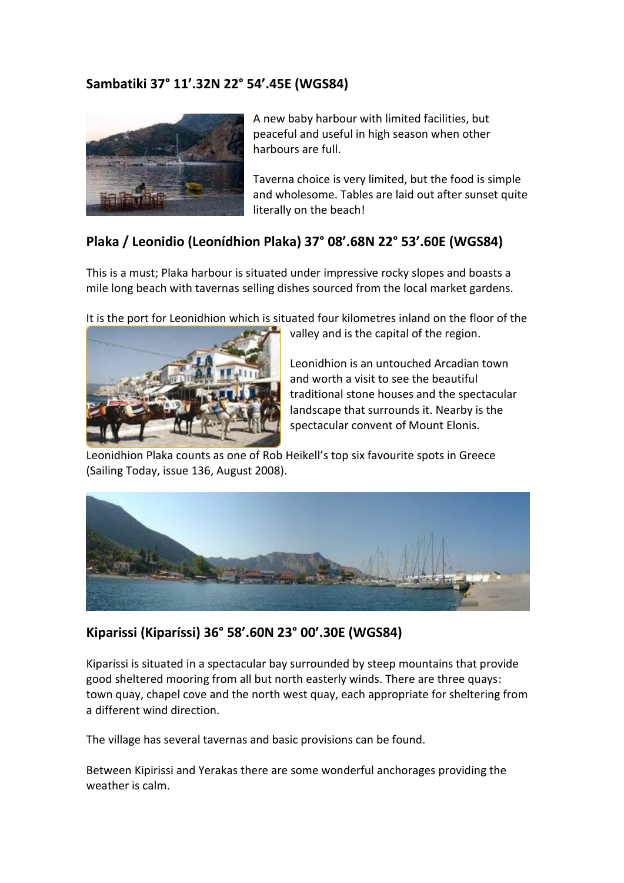## Sambatiki 37° 11'.32N 22° 54'.45E (WGS84)

A new baby harbour with limited facilities, but peaceful and useful in high season when other harbours are full.

Taverna choice is very limited, but the food is simple and wholesome. Tables are laid out after sunset quite literally on the beach!

## Plaka / Leonidio (Leonídhion Plaka) 37° 08'.68N 22° 53'.60E (WGS84)

This is a must; Plaka harbour is situated under impressive rocky slopes and boasts a mile long beach with tavernas selling dishes sourced from the local market gardens.

It is the port for Leonidhion which is situated four kilometres inland on the floor of the valley and is the capital of the region.

Leonidhion is an untouched Arcadian town and worth a visit to see the beautiful traditional stone houses and the spectacular landscape that surrounds it. Nearby is the spectacular convent of Mount Elonis.

Leonidhion Plaka counts as one of Rob Heikell's top six favourite spots in Greece (Sailing Today, issue 136, August 2008).

## Kiparissi (Kiparíssi) 36° 58'.60N 23° 00'.30E (WGS84)

Kiparissi is situated in a spectacular bay surrounded by steep mountains that provide good sheltered mooring from all but north easterly winds. There are three quays: town quay, chapel cove and the north west quay, each appropriate for sheltering from a different wind direction.

The village has several tavernas and basic provisions can be found.

Between Kipirissi and Yerakas there are some wonderful anchorages providing the weather is calm.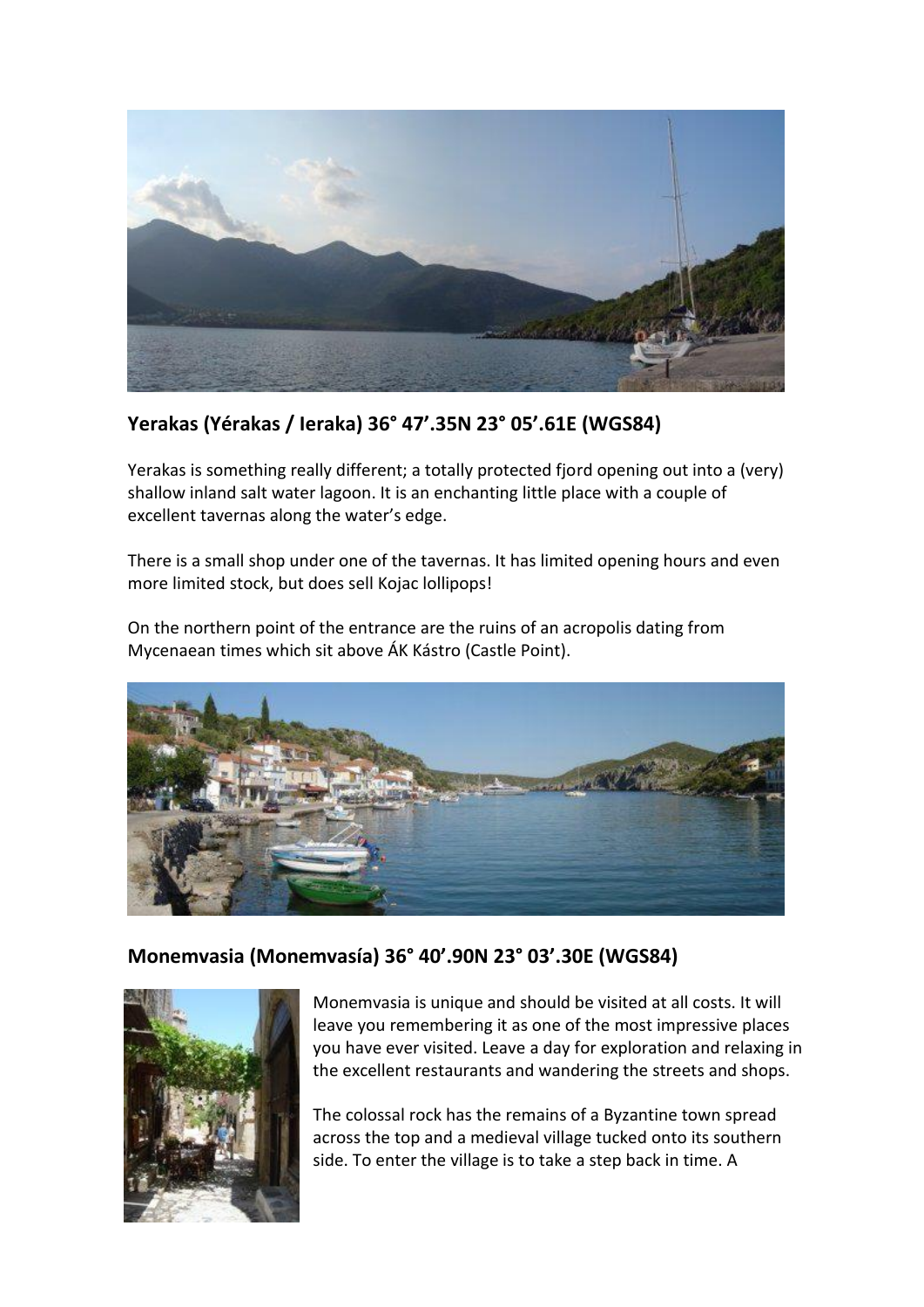## Yerakas (Yérakas / Ieraka) 36° 47'.35N 23° 05'.61E (WGS84)

Yerakas is something really different; a totally protected fjord opening out into a (very) shallow inland salt water lagoon. It is an enchanting little place with a couple of excellent tavernas along the water's edge.

There is a small shop under one of the tavernas. It has limited opening hours and even more limited stock, but does sell Kojac lollipops!

On the northern point of the entrance are the ruins of an acropolis dating from Mycenaean times which sit above ÁK Kástro (Castle Point).

## Monemvasia (Monemvasía) 36° 40'.90N 23° 03'.30E (WGS84)

Monemvasia is unique and should be visited at all costs. It will leave you remembering it as one of the most impressive places you have ever visited. Leave a day for exploration and relaxing in the excellent restaurants and wandering the streets and shops.

The colossal rock has the remains of a Byzantine town spread across the top and a medieval village tucked onto its southern side. To enter the village is to take a step back in time. A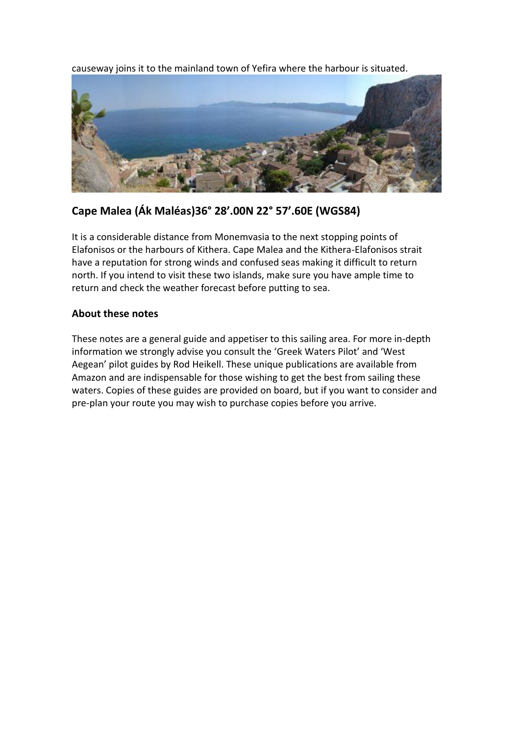causeway joins it to the mainland town of Yefira where the harbour is situated.

## Cape Malea (Ák Maléas)36° 28'.00N 22° 57'.60E (WGS84)

It is a considerable distance from Monemvasia to the next stopping points of Elafonisos or the harbours of Kithera. Cape Malea and the Kithera-Elafonisos strait have a reputation for strong winds and confused seas making it difficult to return north. If you intend to visit these two islands, make sure you have ample time to return and check the weather forecast before putting to sea.

### About these notes

These notes are a general guide and appetiser to this sailing area. For more in-depth information we strongly advise you consult the 'Greek Waters Pilot' and 'West Aegean' pilot guides by Rod Heikell. These unique publications are available from Amazon and are indispensable for those wishing to get the best from sailing these waters. Copies of these guides are provided on board, but if you want to consider and pre-plan your route you may wish to purchase copies before you arrive.